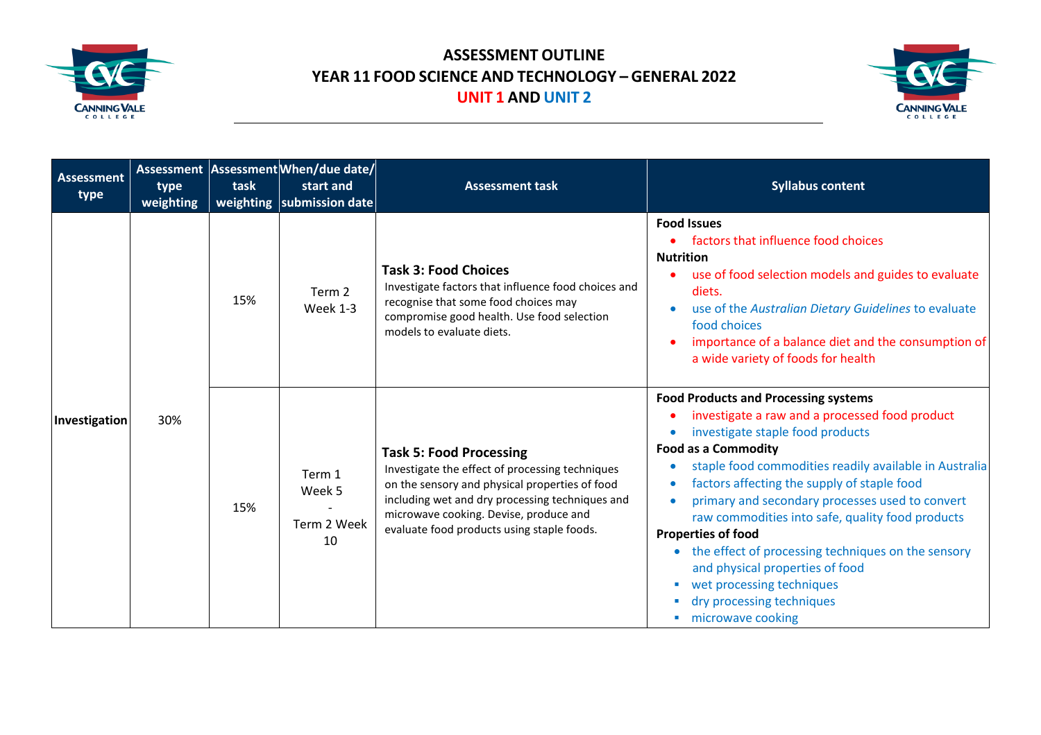# ASSESSMENT OUTLINE

## YEAR 11 FOOD SCIENCE AND TECHNOLOGY – GENERAL 2022

## UNIT 1 AND UNIT 2

| Assessment type | Assessment type weighting | Assessment task weighting | When/due date/ start and submission date | Assessment task | Syllabus content |
|---|---|---|---|---|---|
| Investigation | 30% | 15% | Term 2 Week 1-3 | **Task 3: Food Choices** Investigate factors that influence food choices and recognise that some food choices may compromise good health. Use food selection models to evaluate diets. | **Food Issues** <br>• factors that influence food choices <br>**Nutrition** <br>• use of food selection models and guides to evaluate diets. <br>• use of the *Australian Dietary Guidelines* to evaluate food choices <br>• importance of a balance diet and the consumption of a wide variety of foods for health |
| | | 15% | Term 1 Week 5 - Term 2 Week 10 | **Task 5: Food Processing** Investigate the effect of processing techniques on the sensory and physical properties of food including wet and dry processing techniques and microwave cooking. Devise, produce and evaluate food products using staple foods. | **Food Products and Processing systems** <br>• investigate a raw and a processed food product <br>• investigate staple food products <br>**Food as a Commodity** <br>• staple food commodities readily available in Australia <br>• factors affecting the supply of staple food <br>• primary and secondary processes used to convert raw commodities into safe, quality food products <br>**Properties of food** <br>• the effect of processing techniques on the sensory and physical properties of food <br>▪ wet processing techniques <br>▪ dry processing techniques <br>▪ microwave cooking |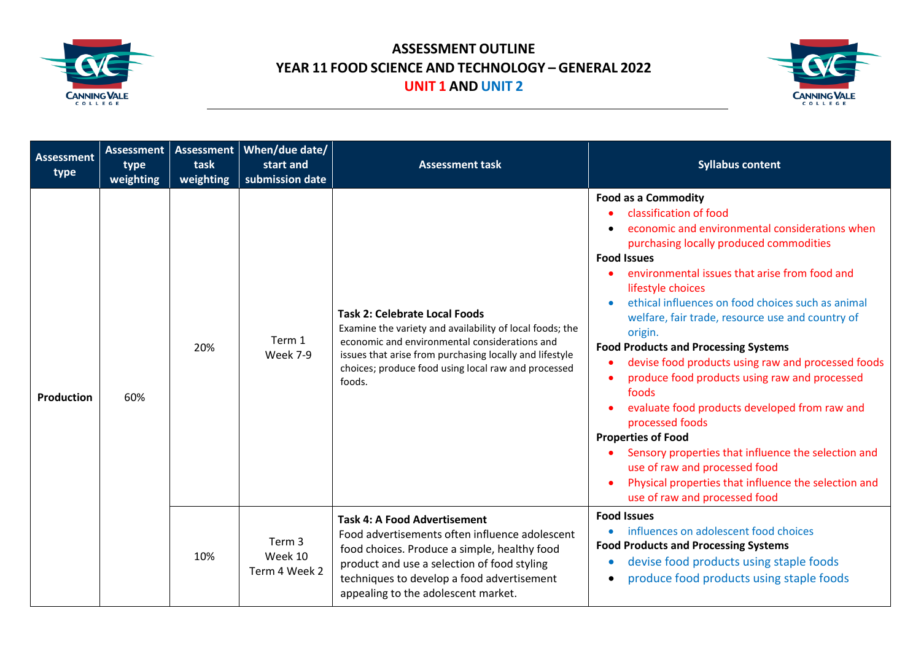# ASSESSMENT OUTLINE
## YEAR 11 FOOD SCIENCE AND TECHNOLOGY – GENERAL 2022
## UNIT 1 AND UNIT 2

| Assessment type | Assessment type weighting | Assessment task weighting | When/due date/ start and submission date | Assessment task | Syllabus content |
|---|---|---|---|---|---|
| **Production** | 60% | 20% | Term 1 Week 7-9 | **Task 2: Celebrate Local Foods** Examine the variety and availability of local foods; the economic and environmental considerations and issues that arise from purchasing locally and lifestyle choices; produce food using local raw and processed foods. | **Food as a Commodity** <br>• classification of food <br>• economic and environmental considerations when purchasing locally produced commodities <br>**Food Issues** <br>• environmental issues that arise from food and lifestyle choices <br>• ethical influences on food choices such as animal welfare, fair trade, resource use and country of origin. <br>**Food Products and Processing Systems** <br>• devise food products using raw and processed foods <br>• produce food products using raw and processed foods <br>• evaluate food products developed from raw and processed foods <br>**Properties of Food** <br>• Sensory properties that influence the selection and use of raw and processed food <br>• Physical properties that influence the selection and use of raw and processed food |
| | | 10% | Term 3 Week 10 Term 4 Week 2 | **Task 4: A Food Advertisement** Food advertisements often influence adolescent food choices. Produce a simple, healthy food product and use a selection of food styling techniques to develop a food advertisement appealing to the adolescent market. | **Food Issues** <br>• influences on adolescent food choices <br>**Food Products and Processing Systems** <br>• devise food products using staple foods <br>• produce food products using staple foods |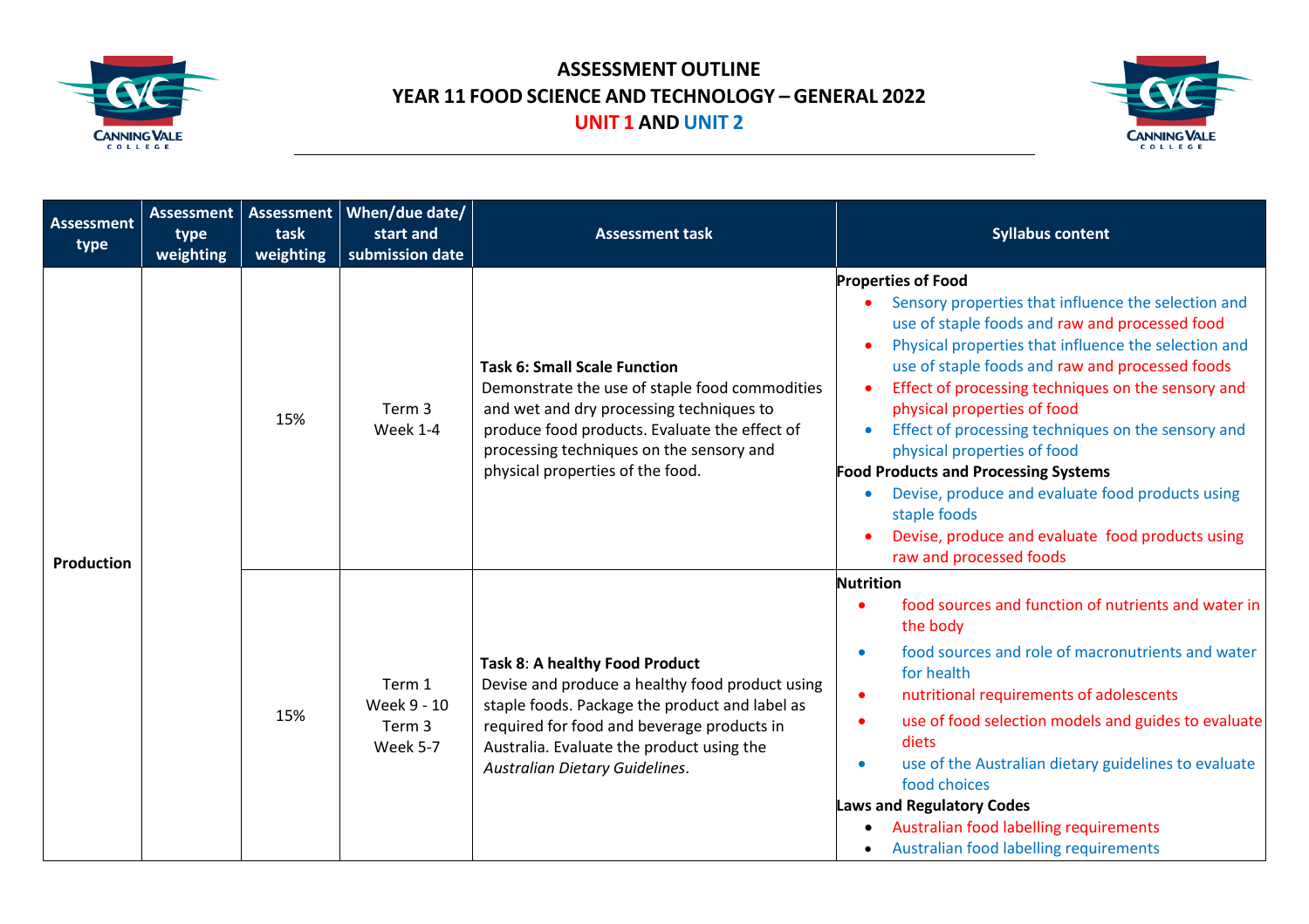# ASSESSMENT OUTLINE

## YEAR 11 FOOD SCIENCE AND TECHNOLOGY – GENERAL 2022

## UNIT 1 AND UNIT 2

| Assessment type | Assessment type weighting | Assessment task weighting | When/due date/ start and submission date | Assessment task | Syllabus content |
|---|---|---|---|---|---|
| **Production** | | 15% | Term 3<br>Week 1-4 | **Task 6: Small Scale Function**<br>Demonstrate the use of staple food commodities and wet and dry processing techniques to produce food products. Evaluate the effect of processing techniques on the sensory and physical properties of the food. | **Properties of Food**<br>• Sensory properties that influence the selection and use of staple foods and raw and processed food<br>• Physical properties that influence the selection and use of staple foods and raw and processed foods<br>• Effect of processing techniques on the sensory and physical properties of food<br>• Effect of processing techniques on the sensory and physical properties of food<br>**Food Products and Processing Systems**<br>• Devise, produce and evaluate food products using staple foods<br>• Devise, produce and evaluate food products using raw and processed foods |
| | | 15% | Term 1<br>Week 9 - 10<br>Term 3<br>Week 5-7 | **Task 8**: **A healthy Food Product**<br>Devise and produce a healthy food product using staple foods. Package the product and label as required for food and beverage products in Australia. Evaluate the product using the *Australian Dietary Guidelines*. | **Nutrition**<br>• food sources and function of nutrients and water in the body<br>• food sources and role of macronutrients and water for health<br>• nutritional requirements of adolescents<br>• use of food selection models and guides to evaluate diets<br>• use of the Australian dietary guidelines to evaluate food choices<br>**Laws and Regulatory Codes**<br>• Australian food labelling requirements<br>• Australian food labelling requirements |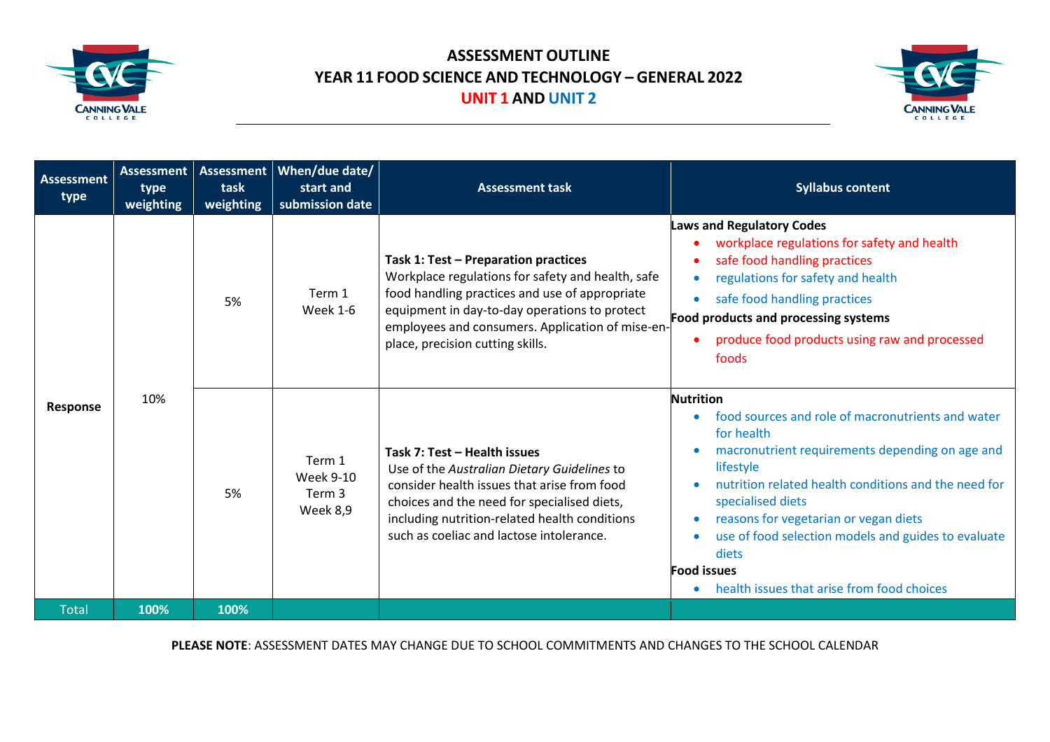# ASSESSMENT OUTLINE
## YEAR 11 FOOD SCIENCE AND TECHNOLOGY – GENERAL 2022
## UNIT 1 AND UNIT 2

| Assessment type | Assessment type weighting | Assessment task weighting | When/due date/ start and submission date | Assessment task | Syllabus content |
|---|---|---|---|---|---|
| Response | 10% | 5% | Term 1 Week 1-6 | **Task 1: Test – Preparation practices** Workplace regulations for safety and health, safe food handling practices and use of appropriate equipment in day-to-day operations to protect employees and consumers. Application of mise-en-place, precision cutting skills. | **Laws and Regulatory Codes** • workplace regulations for safety and health • safe food handling practices • regulations for safety and health • safe food handling practices **Food products and processing systems** • produce food products using raw and processed foods |
| | | 5% | Term 1 Week 9-10 Term 3 Week 8,9 | **Task 7: Test – Health issues** Use of the *Australian Dietary Guidelines* to consider health issues that arise from food choices and the need for specialised diets, including nutrition-related health conditions such as coeliac and lactose intolerance. | **Nutrition** • food sources and role of macronutrients and water for health • macronutrient requirements depending on age and lifestyle • nutrition related health conditions and the need for specialised diets • reasons for vegetarian or vegan diets • use of food selection models and guides to evaluate diets **Food issues** • health issues that arise from food choices |
| Total | **100%** | **100%** | | | |

**PLEASE NOTE**: ASSESSMENT DATES MAY CHANGE DUE TO SCHOOL COMMITMENTS AND CHANGES TO THE SCHOOL CALENDAR